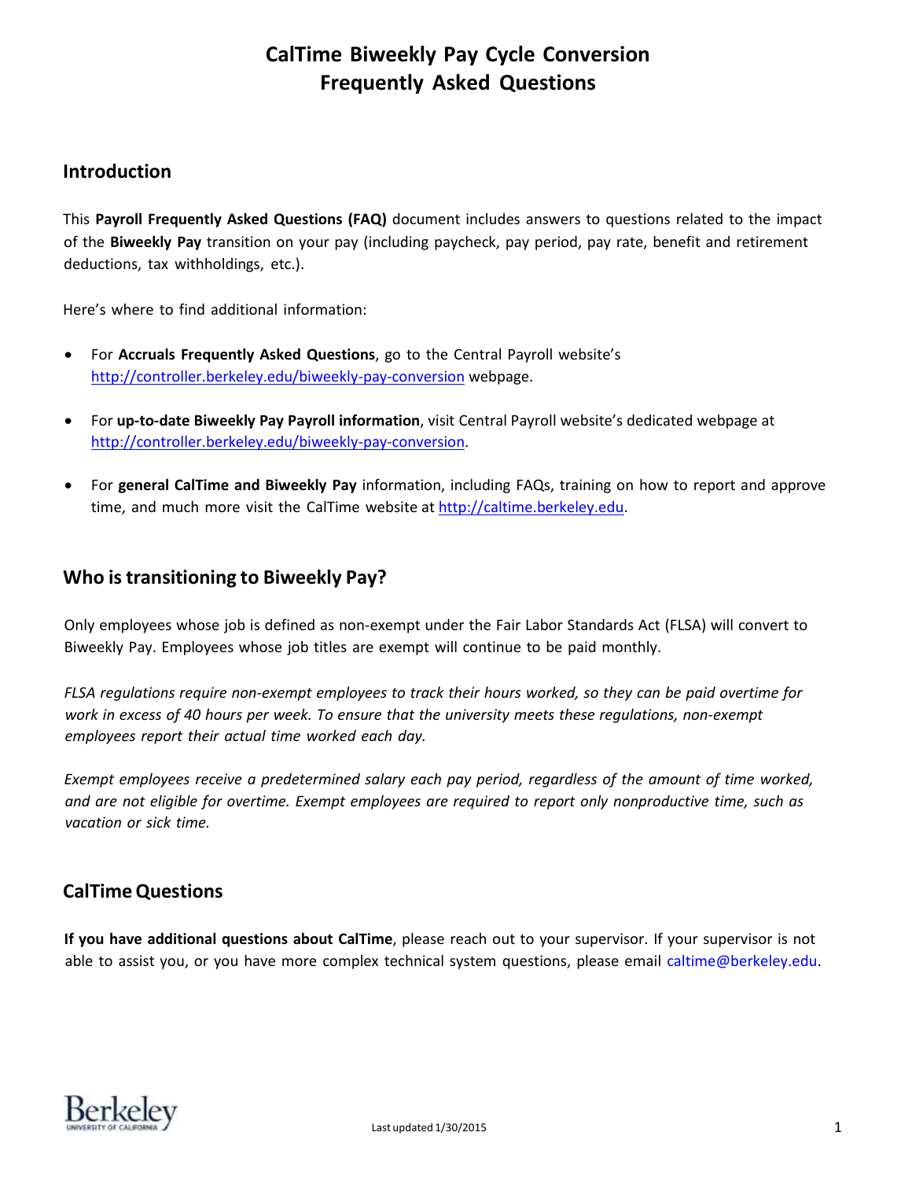# CalTime Biweekly Pay Cycle Conversion
# Frequently Asked Questions

## Introduction

This **Payroll Frequently Asked Questions (FAQ)** document includes answers to questions related to the impact of the **Biweekly Pay** transition on your pay (including paycheck, pay period, pay rate, benefit and retirement deductions, tax withholdings, etc.).

Here's where to find additional information:

- For **Accruals Frequently Asked Questions**, go to the Central Payroll website's http://controller.berkeley.edu/biweekly-pay-conversion webpage.
- For **up-to-date Biweekly Pay Payroll information**, visit Central Payroll website's dedicated webpage at http://controller.berkeley.edu/biweekly-pay-conversion.
- For **general CalTime and Biweekly Pay** information, including FAQs, training on how to report and approve time, and much more visit the CalTime website at http://caltime.berkeley.edu.

## Who is transitioning to Biweekly Pay?

Only employees whose job is defined as non-exempt under the Fair Labor Standards Act (FLSA) will convert to Biweekly Pay. Employees whose job titles are exempt will continue to be paid monthly.

*FLSA regulations require non-exempt employees to track their hours worked, so they can be paid overtime for work in excess of 40 hours per week. To ensure that the university meets these regulations, non-exempt employees report their actual time worked each day.*

*Exempt employees receive a predetermined salary each pay period, regardless of the amount of time worked, and are not eligible for overtime. Exempt employees are required to report only nonproductive time, such as vacation or sick time.*

## CalTime Questions

**If you have additional questions about CalTime**, please reach out to your supervisor. If your supervisor is not able to assist you, or you have more complex technical system questions, please email caltime@berkeley.edu.

Last updated 1/30/2015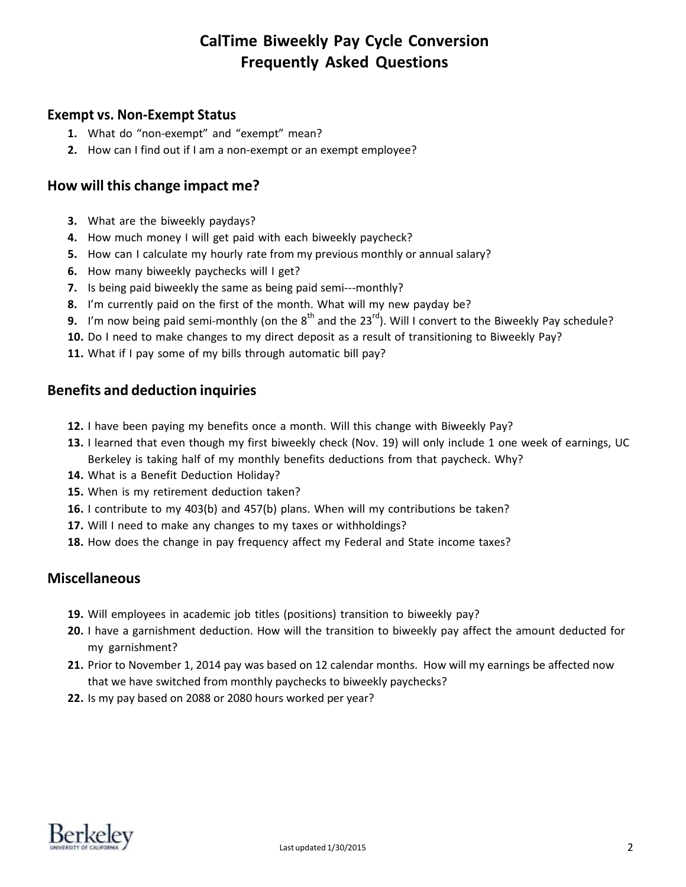# CalTime Biweekly Pay Cycle Conversion
# Frequently Asked Questions

## Exempt vs. Non-Exempt Status

1. What do "non-exempt" and "exempt" mean?
2. How can I find out if I am a non-exempt or an exempt employee?

## How will this change impact me?

3. What are the biweekly paydays?
4. How much money I will get paid with each biweekly paycheck?
5. How can I calculate my hourly rate from my previous monthly or annual salary?
6. How many biweekly paychecks will I get?
7. Is being paid biweekly the same as being paid semi---monthly?
8. I'm currently paid on the first of the month. What will my new payday be?
9. I'm now being paid semi-monthly (on the 8th and the 23rd). Will I convert to the Biweekly Pay schedule?
10. Do I need to make changes to my direct deposit as a result of transitioning to Biweekly Pay?
11. What if I pay some of my bills through automatic bill pay?

## Benefits and deduction inquiries

12. I have been paying my benefits once a month. Will this change with Biweekly Pay?
13. I learned that even though my first biweekly check (Nov. 19) will only include 1 one week of earnings, UC Berkeley is taking half of my monthly benefits deductions from that paycheck. Why?
14. What is a Benefit Deduction Holiday?
15. When is my retirement deduction taken?
16. I contribute to my 403(b) and 457(b) plans. When will my contributions be taken?
17. Will I need to make any changes to my taxes or withholdings?
18. How does the change in pay frequency affect my Federal and State income taxes?

## Miscellaneous

19. Will employees in academic job titles (positions) transition to biweekly pay?
20. I have a garnishment deduction. How will the transition to biweekly pay affect the amount deducted for my garnishment?
21. Prior to November 1, 2014 pay was based on 12 calendar months. How will my earnings be affected now that we have switched from monthly paychecks to biweekly paychecks?
22. Is my pay based on 2088 or 2080 hours worked per year?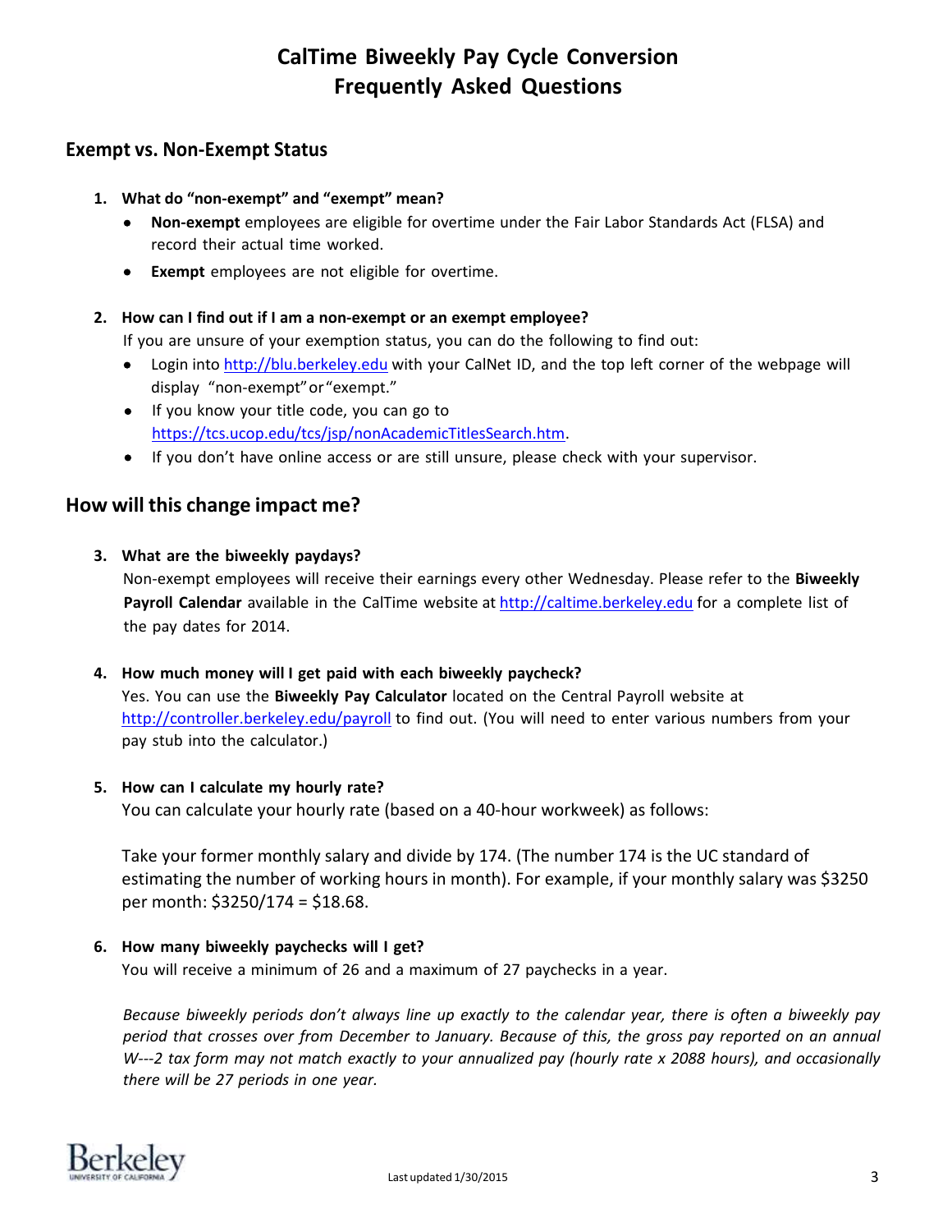# CalTime Biweekly Pay Cycle Conversion
# Frequently Asked Questions

## Exempt vs. Non-Exempt Status

1. **What do "non-exempt" and "exempt" mean?**
   - **Non-exempt** employees are eligible for overtime under the Fair Labor Standards Act (FLSA) and record their actual time worked.
   - **Exempt** employees are not eligible for overtime.

2. **How can I find out if I am a non-exempt or an exempt employee?**

   If you are unsure of your exemption status, you can do the following to find out:
   - Login into http://blu.berkeley.edu with your CalNet ID, and the top left corner of the webpage will display "non-exempt" or "exempt."
   - If you know your title code, you can go to https://tcs.ucop.edu/tcs/jsp/nonAcademicTitlesSearch.htm.
   - If you don't have online access or are still unsure, please check with your supervisor.

## How will this change impact me?

3. **What are the biweekly paydays?**

   Non-exempt employees will receive their earnings every other Wednesday. Please refer to the **Biweekly Payroll Calendar** available in the CalTime website at http://caltime.berkeley.edu for a complete list of the pay dates for 2014.

4. **How much money will I get paid with each biweekly paycheck?**

   Yes. You can use the **Biweekly Pay Calculator** located on the Central Payroll website at http://controller.berkeley.edu/payroll to find out. (You will need to enter various numbers from your pay stub into the calculator.)

5. **How can I calculate my hourly rate?**

   You can calculate your hourly rate (based on a 40-hour workweek) as follows:

   Take your former monthly salary and divide by 174. (The number 174 is the UC standard of estimating the number of working hours in month). For example, if your monthly salary was $3250 per month: $3250/174 = $18.68.

6. **How many biweekly paychecks will I get?**

   You will receive a minimum of 26 and a maximum of 27 paychecks in a year.

   *Because biweekly periods don't always line up exactly to the calendar year, there is often a biweekly pay period that crosses over from December to January. Because of this, the gross pay reported on an annual W---2 tax form may not match exactly to your annualized pay (hourly rate x 2088 hours), and occasionally there will be 27 periods in one year.*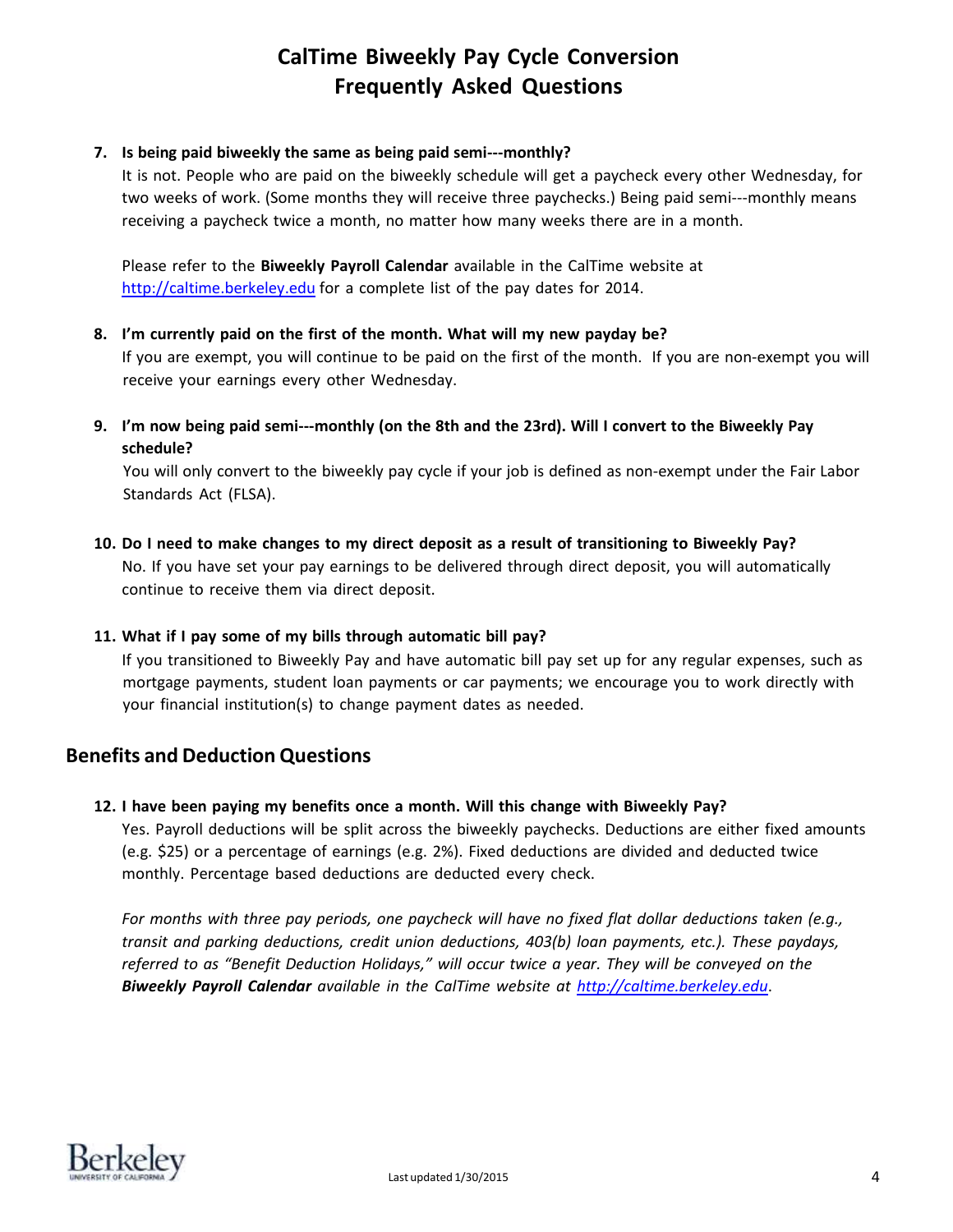# CalTime Biweekly Pay Cycle Conversion Frequently Asked Questions

7. **Is being paid biweekly the same as being paid semi---monthly?**

   It is not. People who are paid on the biweekly schedule will get a paycheck every other Wednesday, for two weeks of work. (Some months they will receive three paychecks.) Being paid semi---monthly means receiving a paycheck twice a month, no matter how many weeks there are in a month.

   Please refer to the **Biweekly Payroll Calendar** available in the CalTime website at http://caltime.berkeley.edu for a complete list of the pay dates for 2014.

8. **I'm currently paid on the first of the month. What will my new payday be?**

   If you are exempt, you will continue to be paid on the first of the month. If you are non-exempt you will receive your earnings every other Wednesday.

9. **I'm now being paid semi---monthly (on the 8th and the 23rd). Will I convert to the Biweekly Pay schedule?**

   You will only convert to the biweekly pay cycle if your job is defined as non-exempt under the Fair Labor Standards Act (FLSA).

10. **Do I need to make changes to my direct deposit as a result of transitioning to Biweekly Pay?**

    No. If you have set your pay earnings to be delivered through direct deposit, you will automatically continue to receive them via direct deposit.

11. **What if I pay some of my bills through automatic bill pay?**

    If you transitioned to Biweekly Pay and have automatic bill pay set up for any regular expenses, such as mortgage payments, student loan payments or car payments; we encourage you to work directly with your financial institution(s) to change payment dates as needed.

## Benefits and Deduction Questions

12. **I have been paying my benefits once a month. Will this change with Biweekly Pay?**

    Yes. Payroll deductions will be split across the biweekly paychecks. Deductions are either fixed amounts (e.g. $25) or a percentage of earnings (e.g. 2%). Fixed deductions are divided and deducted twice monthly. Percentage based deductions are deducted every check.

    *For months with three pay periods, one paycheck will have no fixed flat dollar deductions taken (e.g., transit and parking deductions, credit union deductions, 403(b) loan payments, etc.). These paydays, referred to as "Benefit Deduction Holidays," will occur twice a year. They will be conveyed on the* ***Biweekly Payroll Calendar*** *available in the CalTime website at http://caltime.berkeley.edu.*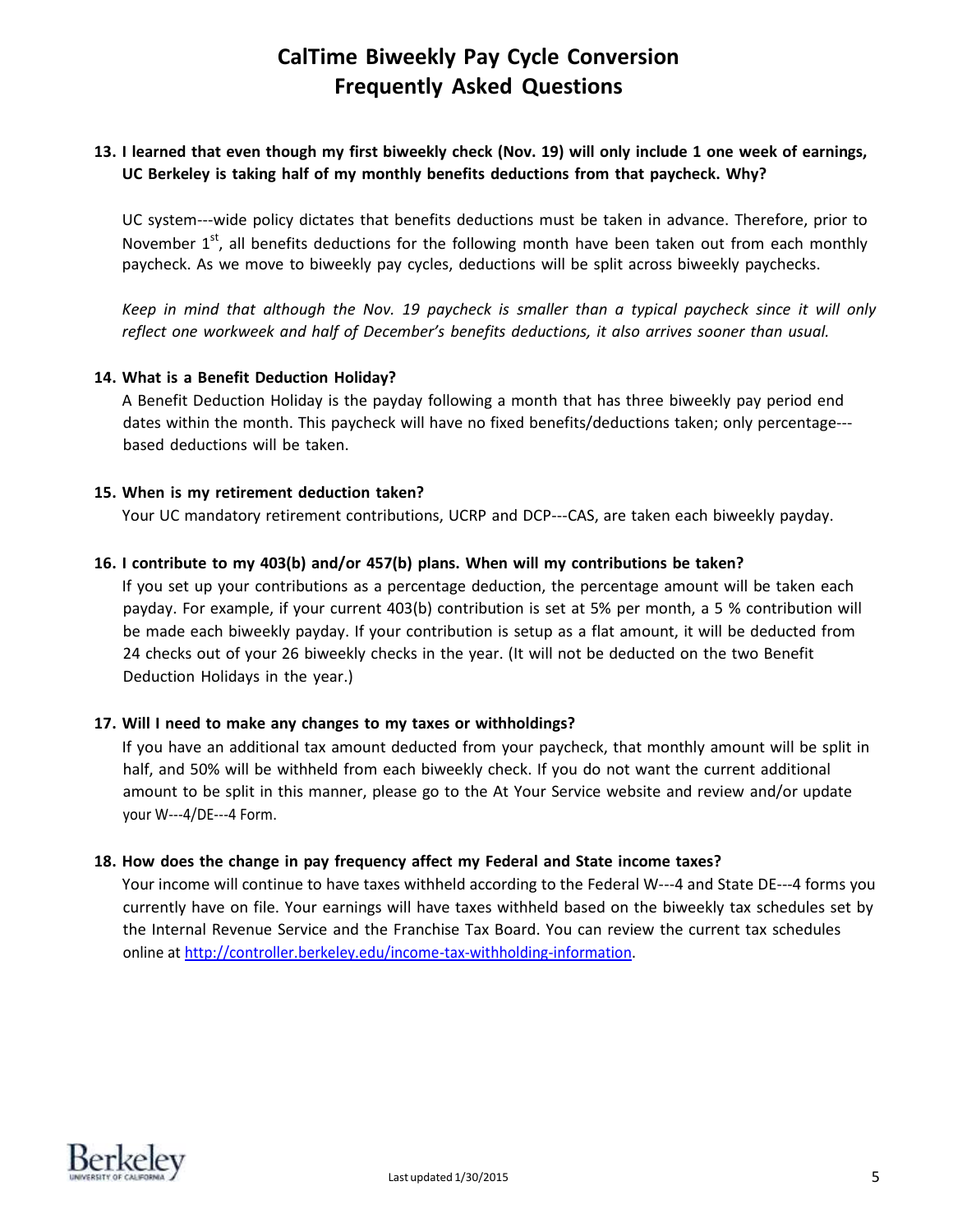## 13. I learned that even though my first biweekly check (Nov. 19) will only include 1 one week of earnings, UC Berkeley is taking half of my monthly benefits deductions from that paycheck. Why?

UC system---wide policy dictates that benefits deductions must be taken in advance. Therefore, prior to November 1st, all benefits deductions for the following month have been taken out from each monthly paycheck. As we move to biweekly pay cycles, deductions will be split across biweekly paychecks.

*Keep in mind that although the Nov. 19 paycheck is smaller than a typical paycheck since it will only reflect one workweek and half of December's benefits deductions, it also arrives sooner than usual.*

## 14. What is a Benefit Deduction Holiday?

A Benefit Deduction Holiday is the payday following a month that has three biweekly pay period end dates within the month. This paycheck will have no fixed benefits/deductions taken; only percentage---based deductions will be taken.

## 15. When is my retirement deduction taken?

Your UC mandatory retirement contributions, UCRP and DCP---CAS, are taken each biweekly payday.

## 16. I contribute to my 403(b) and/or 457(b) plans. When will my contributions be taken?

If you set up your contributions as a percentage deduction, the percentage amount will be taken each payday. For example, if your current 403(b) contribution is set at 5% per month, a 5 % contribution will be made each biweekly payday. If your contribution is setup as a flat amount, it will be deducted from 24 checks out of your 26 biweekly checks in the year. (It will not be deducted on the two Benefit Deduction Holidays in the year.)

## 17. Will I need to make any changes to my taxes or withholdings?

If you have an additional tax amount deducted from your paycheck, that monthly amount will be split in half, and 50% will be withheld from each biweekly check. If you do not want the current additional amount to be split in this manner, please go to the At Your Service website and review and/or update your W---4/DE---4 Form.

## 18. How does the change in pay frequency affect my Federal and State income taxes?

Your income will continue to have taxes withheld according to the Federal W---4 and State DE---4 forms you currently have on file. Your earnings will have taxes withheld based on the biweekly tax schedules set by the Internal Revenue Service and the Franchise Tax Board. You can review the current tax schedules online at [http://controller.berkeley.edu/income-tax-withholding-information](http://controller.berkeley.edu/income-tax-withholding-information).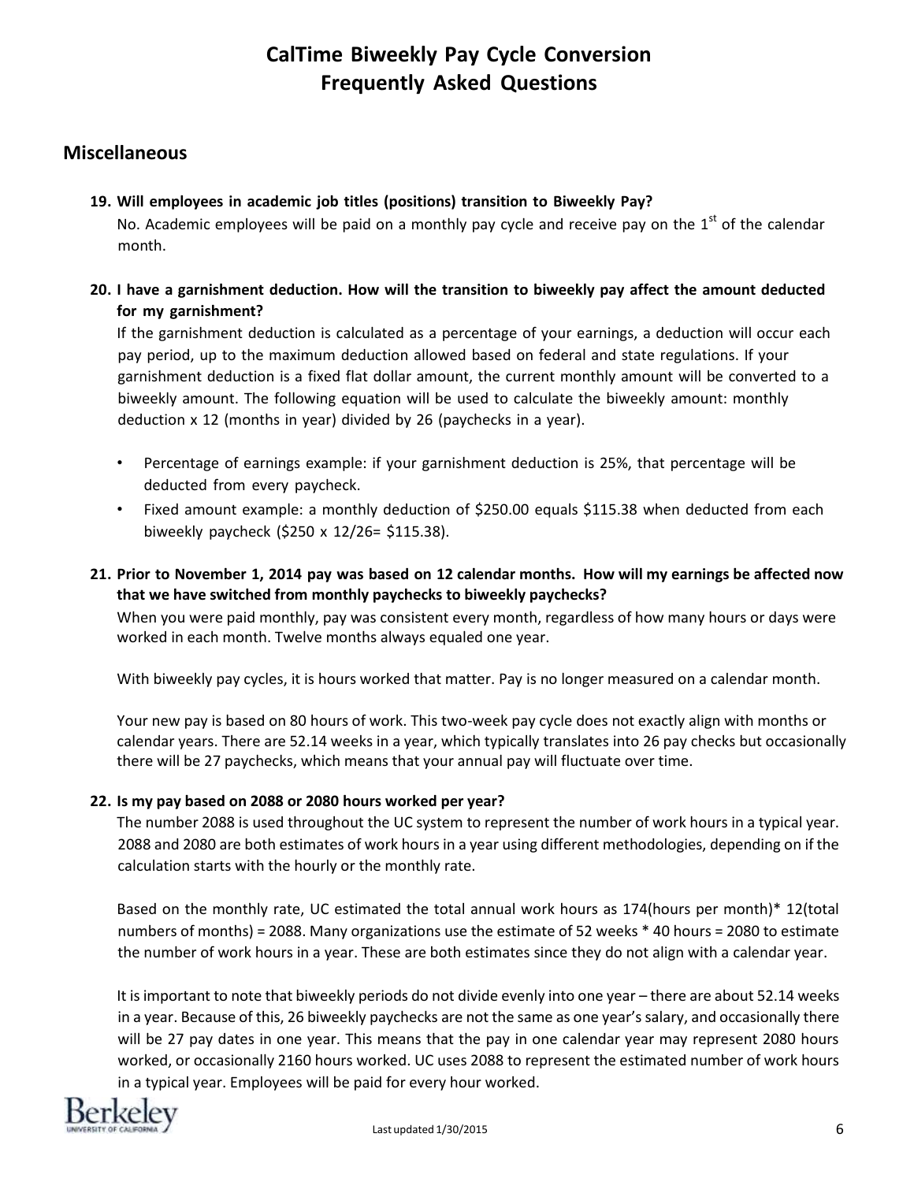# CalTime Biweekly Pay Cycle Conversion
# Frequently Asked Questions

## Miscellaneous

**19. Will employees in academic job titles (positions) transition to Biweekly Pay?**

No. Academic employees will be paid on a monthly pay cycle and receive pay on the 1st of the calendar month.

**20. I have a garnishment deduction. How will the transition to biweekly pay affect the amount deducted for my garnishment?**

If the garnishment deduction is calculated as a percentage of your earnings, a deduction will occur each pay period, up to the maximum deduction allowed based on federal and state regulations. If your garnishment deduction is a fixed flat dollar amount, the current monthly amount will be converted to a biweekly amount. The following equation will be used to calculate the biweekly amount: monthly deduction x 12 (months in year) divided by 26 (paychecks in a year).

- Percentage of earnings example: if your garnishment deduction is 25%, that percentage will be deducted from every paycheck.
- Fixed amount example: a monthly deduction of $250.00 equals $115.38 when deducted from each biweekly paycheck ($250 x 12/26= $115.38).

**21. Prior to November 1, 2014 pay was based on 12 calendar months. How will my earnings be affected now that we have switched from monthly paychecks to biweekly paychecks?**

When you were paid monthly, pay was consistent every month, regardless of how many hours or days were worked in each month. Twelve months always equaled one year.

With biweekly pay cycles, it is hours worked that matter. Pay is no longer measured on a calendar month.

Your new pay is based on 80 hours of work. This two-week pay cycle does not exactly align with months or calendar years. There are 52.14 weeks in a year, which typically translates into 26 pay checks but occasionally there will be 27 paychecks, which means that your annual pay will fluctuate over time.

**22. Is my pay based on 2088 or 2080 hours worked per year?**

The number 2088 is used throughout the UC system to represent the number of work hours in a typical year. 2088 and 2080 are both estimates of work hours in a year using different methodologies, depending on if the calculation starts with the hourly or the monthly rate.

Based on the monthly rate, UC estimated the total annual work hours as 174(hours per month)* 12(total numbers of months) = 2088. Many organizations use the estimate of 52 weeks * 40 hours = 2080 to estimate the number of work hours in a year. These are both estimates since they do not align with a calendar year.

It is important to note that biweekly periods do not divide evenly into one year – there are about 52.14 weeks in a year. Because of this, 26 biweekly paychecks are not the same as one year's salary, and occasionally there will be 27 pay dates in one year. This means that the pay in one calendar year may represent 2080 hours worked, or occasionally 2160 hours worked. UC uses 2088 to represent the estimated number of work hours in a typical year. Employees will be paid for every hour worked.

Last updated 1/30/2015